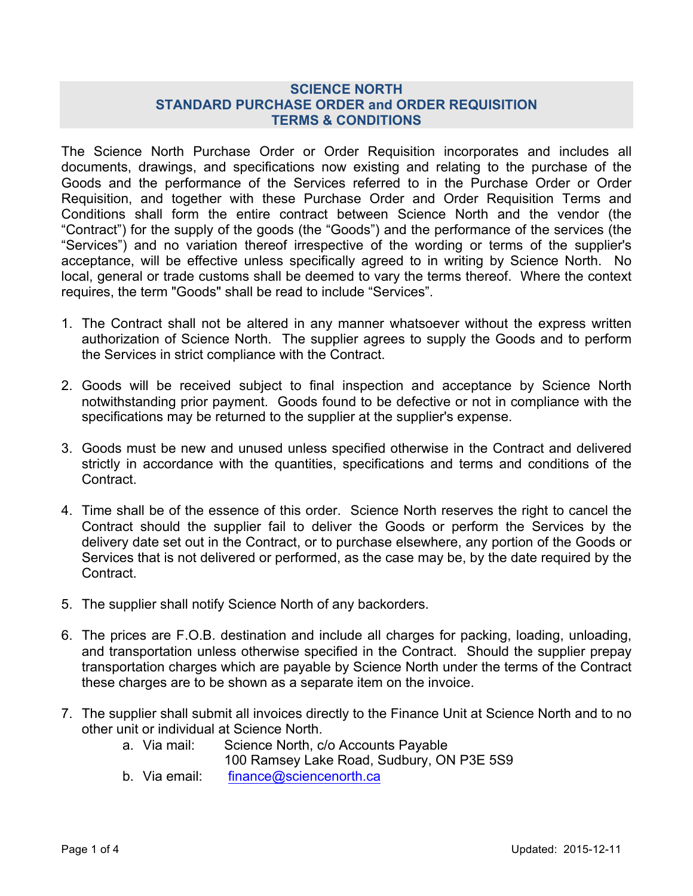# SCIENCE NORTH
# STANDARD PURCHASE ORDER and ORDER REQUISITION
# TERMS & CONDITIONS

The Science North Purchase Order or Order Requisition incorporates and includes all documents, drawings, and specifications now existing and relating to the purchase of the Goods and the performance of the Services referred to in the Purchase Order or Order Requisition, and together with these Purchase Order and Order Requisition Terms and Conditions shall form the entire contract between Science North and the vendor (the "Contract") for the supply of the goods (the "Goods") and the performance of the services (the "Services") and no variation thereof irrespective of the wording or terms of the supplier's acceptance, will be effective unless specifically agreed to in writing by Science North. No local, general or trade customs shall be deemed to vary the terms thereof. Where the context requires, the term "Goods" shall be read to include "Services".

1. The Contract shall not be altered in any manner whatsoever without the express written authorization of Science North. The supplier agrees to supply the Goods and to perform the Services in strict compliance with the Contract.

2. Goods will be received subject to final inspection and acceptance by Science North notwithstanding prior payment. Goods found to be defective or not in compliance with the specifications may be returned to the supplier at the supplier's expense.

3. Goods must be new and unused unless specified otherwise in the Contract and delivered strictly in accordance with the quantities, specifications and terms and conditions of the Contract.

4. Time shall be of the essence of this order. Science North reserves the right to cancel the Contract should the supplier fail to deliver the Goods or perform the Services by the delivery date set out in the Contract, or to purchase elsewhere, any portion of the Goods or Services that is not delivered or performed, as the case may be, by the date required by the Contract.

5. The supplier shall notify Science North of any backorders.

6. The prices are F.O.B. destination and include all charges for packing, loading, unloading, and transportation unless otherwise specified in the Contract. Should the supplier prepay transportation charges which are payable by Science North under the terms of the Contract these charges are to be shown as a separate item on the invoice.

7. The supplier shall submit all invoices directly to the Finance Unit at Science North and to no other unit or individual at Science North.
   a. Via mail: Science North, c/o Accounts Payable
      100 Ramsey Lake Road, Sudbury, ON P3E 5S9
   b. Via email: finance@sciencenorth.ca

Updated: 2015-12-11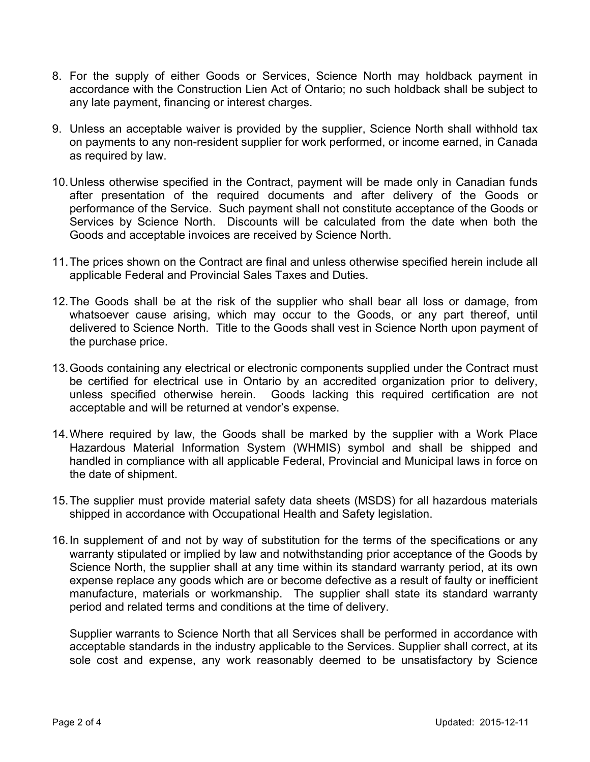8. For the supply of either Goods or Services, Science North may holdback payment in accordance with the Construction Lien Act of Ontario; no such holdback shall be subject to any late payment, financing or interest charges.

9. Unless an acceptable waiver is provided by the supplier, Science North shall withhold tax on payments to any non-resident supplier for work performed, or income earned, in Canada as required by law.

10. Unless otherwise specified in the Contract, payment will be made only in Canadian funds after presentation of the required documents and after delivery of the Goods or performance of the Service. Such payment shall not constitute acceptance of the Goods or Services by Science North. Discounts will be calculated from the date when both the Goods and acceptable invoices are received by Science North.

11. The prices shown on the Contract are final and unless otherwise specified herein include all applicable Federal and Provincial Sales Taxes and Duties.

12. The Goods shall be at the risk of the supplier who shall bear all loss or damage, from whatsoever cause arising, which may occur to the Goods, or any part thereof, until delivered to Science North. Title to the Goods shall vest in Science North upon payment of the purchase price.

13. Goods containing any electrical or electronic components supplied under the Contract must be certified for electrical use in Ontario by an accredited organization prior to delivery, unless specified otherwise herein. Goods lacking this required certification are not acceptable and will be returned at vendor's expense.

14. Where required by law, the Goods shall be marked by the supplier with a Work Place Hazardous Material Information System (WHMIS) symbol and shall be shipped and handled in compliance with all applicable Federal, Provincial and Municipal laws in force on the date of shipment.

15. The supplier must provide material safety data sheets (MSDS) for all hazardous materials shipped in accordance with Occupational Health and Safety legislation.

16. In supplement of and not by way of substitution for the terms of the specifications or any warranty stipulated or implied by law and notwithstanding prior acceptance of the Goods by Science North, the supplier shall at any time within its standard warranty period, at its own expense replace any goods which are or become defective as a result of faulty or inefficient manufacture, materials or workmanship. The supplier shall state its standard warranty period and related terms and conditions at the time of delivery.

    Supplier warrants to Science North that all Services shall be performed in accordance with acceptable standards in the industry applicable to the Services. Supplier shall correct, at its sole cost and expense, any work reasonably deemed to be unsatisfactory by Science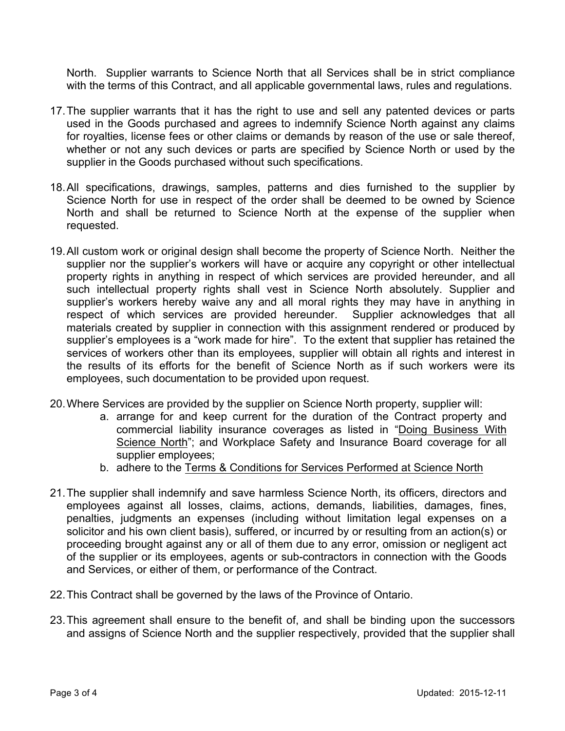North. Supplier warrants to Science North that all Services shall be in strict compliance with the terms of this Contract, and all applicable governmental laws, rules and regulations.

17. The supplier warrants that it has the right to use and sell any patented devices or parts used in the Goods purchased and agrees to indemnify Science North against any claims for royalties, license fees or other claims or demands by reason of the use or sale thereof, whether or not any such devices or parts are specified by Science North or used by the supplier in the Goods purchased without such specifications.

18. All specifications, drawings, samples, patterns and dies furnished to the supplier by Science North for use in respect of the order shall be deemed to be owned by Science North and shall be returned to Science North at the expense of the supplier when requested.

19. All custom work or original design shall become the property of Science North. Neither the supplier nor the supplier's workers will have or acquire any copyright or other intellectual property rights in anything in respect of which services are provided hereunder, and all such intellectual property rights shall vest in Science North absolutely. Supplier and supplier's workers hereby waive any and all moral rights they may have in anything in respect of which services are provided hereunder. Supplier acknowledges that all materials created by supplier in connection with this assignment rendered or produced by supplier's employees is a "work made for hire". To the extent that supplier has retained the services of workers other than its employees, supplier will obtain all rights and interest in the results of its efforts for the benefit of Science North as if such workers were its employees, such documentation to be provided upon request.

20. Where Services are provided by the supplier on Science North property, supplier will:
    a. arrange for and keep current for the duration of the Contract property and commercial liability insurance coverages as listed in "Doing Business With Science North"; and Workplace Safety and Insurance Board coverage for all supplier employees;
    b. adhere to the Terms & Conditions for Services Performed at Science North

21. The supplier shall indemnify and save harmless Science North, its officers, directors and employees against all losses, claims, actions, demands, liabilities, damages, fines, penalties, judgments an expenses (including without limitation legal expenses on a solicitor and his own client basis), suffered, or incurred by or resulting from an action(s) or proceeding brought against any or all of them due to any error, omission or negligent act of the supplier or its employees, agents or sub-contractors in connection with the Goods and Services, or either of them, or performance of the Contract.

22. This Contract shall be governed by the laws of the Province of Ontario.

23. This agreement shall ensure to the benefit of, and shall be binding upon the successors and assigns of Science North and the supplier respectively, provided that the supplier shall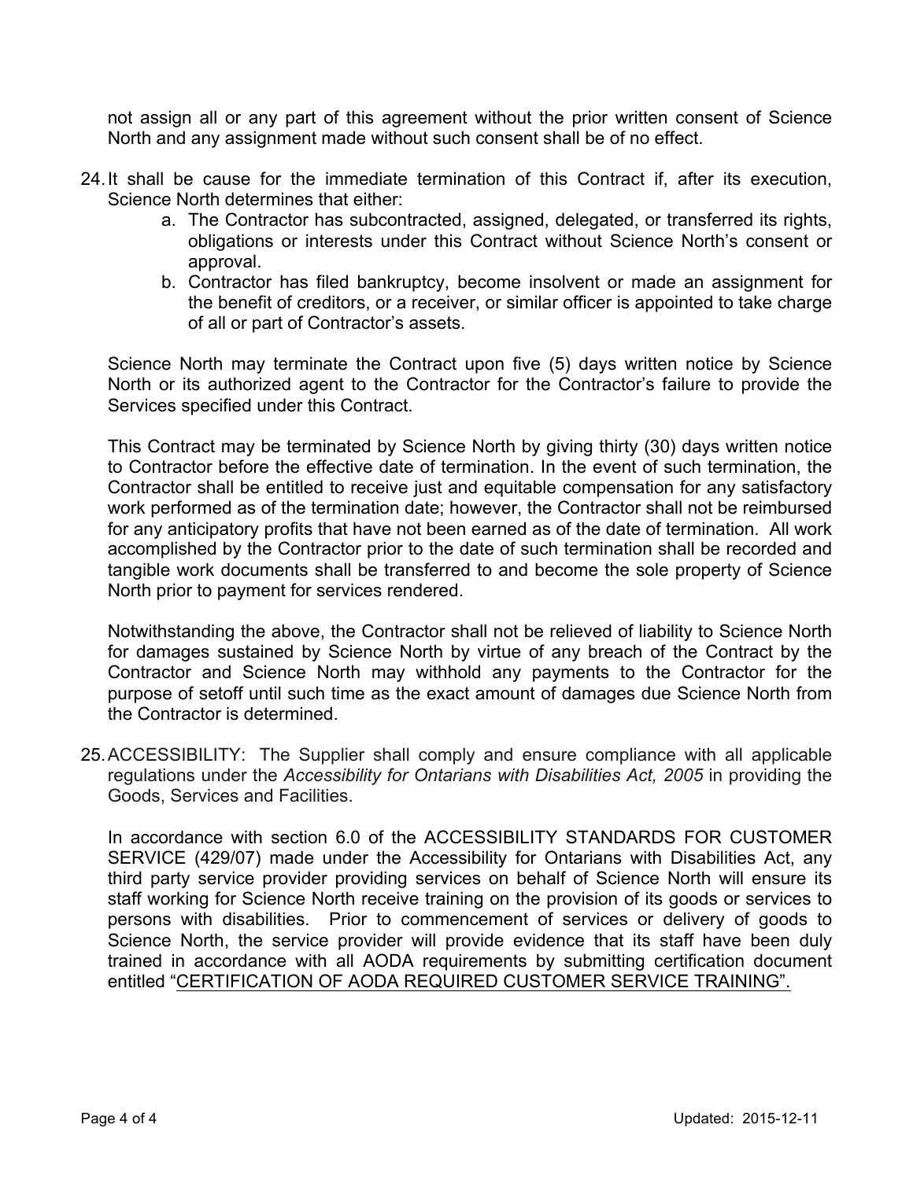not assign all or any part of this agreement without the prior written consent of Science North and any assignment made without such consent shall be of no effect.

24. It shall be cause for the immediate termination of this Contract if, after its execution, Science North determines that either:
    a. The Contractor has subcontracted, assigned, delegated, or transferred its rights, obligations or interests under this Contract without Science North's consent or approval.
    b. Contractor has filed bankruptcy, become insolvent or made an assignment for the benefit of creditors, or a receiver, or similar officer is appointed to take charge of all or part of Contractor's assets.

    Science North may terminate the Contract upon five (5) days written notice by Science North or its authorized agent to the Contractor for the Contractor's failure to provide the Services specified under this Contract.

    This Contract may be terminated by Science North by giving thirty (30) days written notice to Contractor before the effective date of termination. In the event of such termination, the Contractor shall be entitled to receive just and equitable compensation for any satisfactory work performed as of the termination date; however, the Contractor shall not be reimbursed for any anticipatory profits that have not been earned as of the date of termination. All work accomplished by the Contractor prior to the date of such termination shall be recorded and tangible work documents shall be transferred to and become the sole property of Science North prior to payment for services rendered.

    Notwithstanding the above, the Contractor shall not be relieved of liability to Science North for damages sustained by Science North by virtue of any breach of the Contract by the Contractor and Science North may withhold any payments to the Contractor for the purpose of setoff until such time as the exact amount of damages due Science North from the Contractor is determined.

25. ACCESSIBILITY: The Supplier shall comply and ensure compliance with all applicable regulations under the *Accessibility for Ontarians with Disabilities Act, 2005* in providing the Goods, Services and Facilities.

    In accordance with section 6.0 of the ACCESSIBILITY STANDARDS FOR CUSTOMER SERVICE (429/07) made under the Accessibility for Ontarians with Disabilities Act, any third party service provider providing services on behalf of Science North will ensure its staff working for Science North receive training on the provision of its goods or services to persons with disabilities. Prior to commencement of services or delivery of goods to Science North, the service provider will provide evidence that its staff have been duly trained in accordance with all AODA requirements by submitting certification document entitled "CERTIFICATION OF AODA REQUIRED CUSTOMER SERVICE TRAINING".

Updated: 2015-12-11